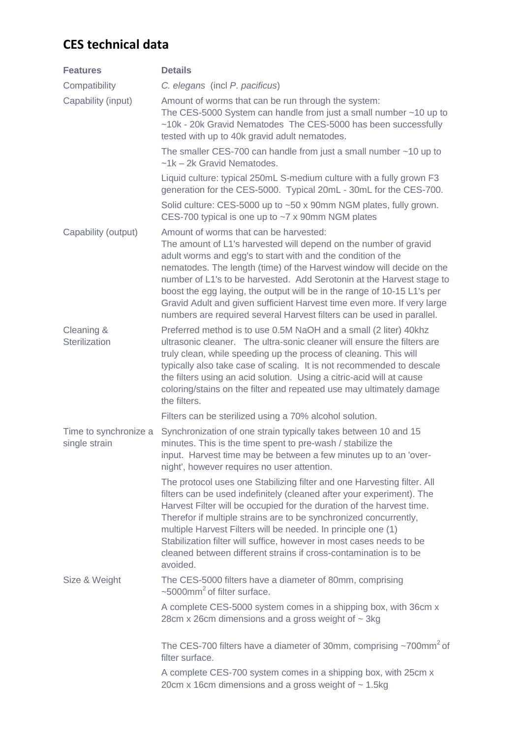## CES technical data

| Features | Details |
| --- | --- |
| Compatibility | *C. elegans* (incl *P. pacificus*) |
| Capability (input) | Amount of worms that can be run through the system:<br>The CES-5000 System can handle from just a small number ~10 up to ~10k - 20k Gravid Nematodes The CES-5000 has been successfully tested with up to 40k gravid adult nematodes.<br><br>The smaller CES-700 can handle from just a small number ~10 up to ~1k – 2k Gravid Nematodes.<br><br>Liquid culture: typical 250mL S-medium culture with a fully grown F3 generation for the CES-5000. Typical 20mL - 30mL for the CES-700.<br><br>Solid culture: CES-5000 up to ~50 x 90mm NGM plates, fully grown. CES-700 typical is one up to ~7 x 90mm NGM plates |
| Capability (output) | Amount of worms that can be harvested:<br>The amount of L1's harvested will depend on the number of gravid adult worms and egg's to start with and the condition of the nematodes. The length (time) of the Harvest window will decide on the number of L1's to be harvested. Add Serotonin at the Harvest stage to boost the egg laying, the output will be in the range of 10-15 L1's per Gravid Adult and given sufficient Harvest time even more. If very large numbers are required several Harvest filters can be used in parallel. |
| Cleaning & Sterilization | Preferred method is to use 0.5M NaOH and a small (2 liter) 40khz ultrasonic cleaner. The ultra-sonic cleaner will ensure the filters are truly clean, while speeding up the process of cleaning. This will typically also take case of scaling. It is not recommended to descale the filters using an acid solution. Using a citric-acid will at cause coloring/stains on the filter and repeated use may ultimately damage the filters.<br><br>Filters can be sterilized using a 70% alcohol solution. |
| Time to synchronize a single strain | Synchronization of one strain typically takes between 10 and 15 minutes. This is the time spent to pre-wash / stabilize the input. Harvest time may be between a few minutes up to an 'over-night', however requires no user attention.<br><br>The protocol uses one Stabilizing filter and one Harvesting filter. All filters can be used indefinitely (cleaned after your experiment). The Harvest Filter will be occupied for the duration of the harvest time. Therefor if multiple strains are to be synchronized concurrently, multiple Harvest Filters will be needed. In principle one (1) Stabilization filter will suffice, however in most cases needs to be cleaned between different strains if cross-contamination is to be avoided. |
| Size & Weight | The CES-5000 filters have a diameter of 80mm, comprising ~5000mm$^2$ of filter surface.<br><br>A complete CES-5000 system comes in a shipping box, with 36cm x 28cm x 26cm dimensions and a gross weight of ~ 3kg<br><br>The CES-700 filters have a diameter of 30mm, comprising ~700mm$^2$ of filter surface.<br><br>A complete CES-700 system comes in a shipping box, with 25cm x 20cm x 16cm dimensions and a gross weight of ~ 1.5kg |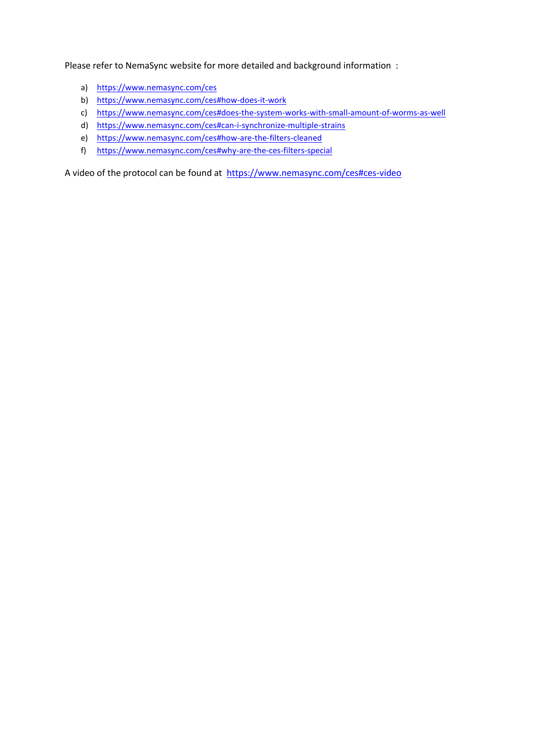Please refer to NemaSync website for more detailed and background information :

a) https://www.nemasync.com/ces
b) https://www.nemasync.com/ces#how-does-it-work
c) https://www.nemasync.com/ces#does-the-system-works-with-small-amount-of-worms-as-well
d) https://www.nemasync.com/ces#can-i-synchronize-multiple-strains
e) https://www.nemasync.com/ces#how-are-the-filters-cleaned
f) https://www.nemasync.com/ces#why-are-the-ces-filters-special

A video of the protocol can be found at https://www.nemasync.com/ces#ces-video